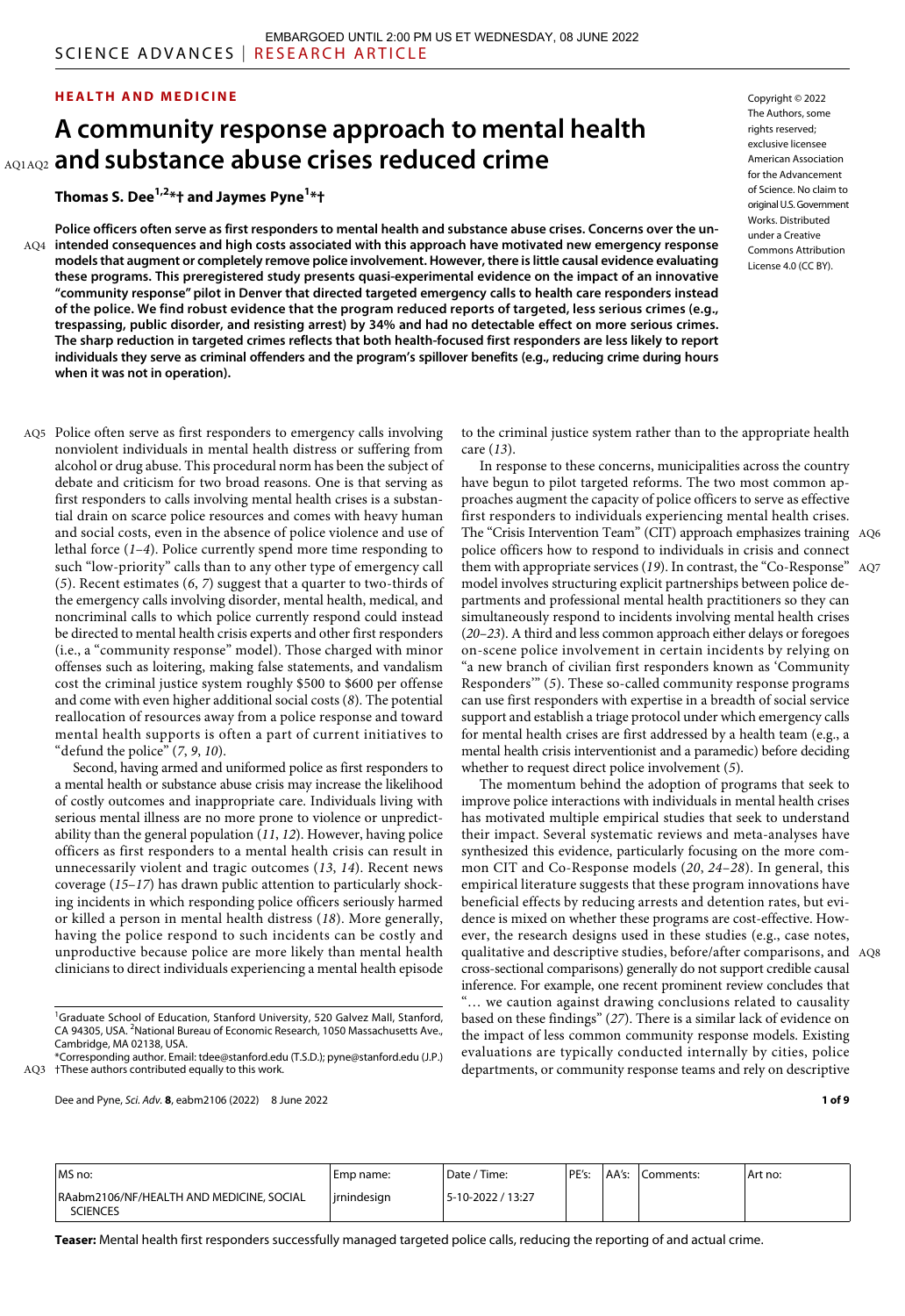EMBARGOED UNTIL 2:00 PM US ET WEDNESDAY, 08 JUNE 2022

HEALTH AND MEDICINE

# A community response approach to mental health and substance abuse crises reduced crime

**Thomas S. Dee[1,2]*† and Jaymes Pyne[1]*†**

Copyright © 2022 The Authors, some rights reserved; exclusive licensee American Association for the Advancement of Science. No claim to original U.S. Government Works. Distributed under a Creative Commons Attribution License 4.0 (CC BY).

**Police officers often serve as first responders to mental health and substance abuse crises. Concerns over the unintended consequences and high costs associated with this approach have motivated new emergency response models that augment or completely remove police involvement. However, there is little causal evidence evaluating these programs. This preregistered study presents quasi-experimental evidence on the impact of an innovative "community response" pilot in Denver that directed targeted emergency calls to health care responders instead of the police. We find robust evidence that the program reduced reports of targeted, less serious crimes (e.g., trespassing, public disorder, and resisting arrest) by 34% and had no detectable effect on more serious crimes. The sharp reduction in targeted crimes reflects that both health-focused first responders are less likely to report individuals they serve as criminal offenders and the program's spillover benefits (e.g., reducing crime during hours when it was not in operation).**

Police often serve as first responders to emergency calls involving nonviolent individuals in mental health distress or suffering from alcohol or drug abuse. This procedural norm has been the subject of debate and criticism for two broad reasons. One is that serving as first responders to calls involving mental health crises is a substantial drain on scarce police resources and comes with heavy human and social costs, even in the absence of police violence and use of lethal force (*1*–*4*). Police currently spend more time responding to such "low-priority" calls than to any other type of emergency call (*5*). Recent estimates (*6*, *7*) suggest that a quarter to two-thirds of the emergency calls involving disorder, mental health, medical, and noncriminal calls to which police currently respond could instead be directed to mental health crisis experts and other first responders (i.e., a "community response" model). Those charged with minor offenses such as loitering, making false statements, and vandalism cost the criminal justice system roughly \$500 to \$600 per offense and come with even higher additional social costs (*8*). The potential reallocation of resources away from a police response and toward mental health supports is often a part of current initiatives to "defund the police" (*7*, *9*, *10*).

Second, having armed and uniformed police as first responders to a mental health or substance abuse crisis may increase the likelihood of costly outcomes and inappropriate care. Individuals living with serious mental illness are no more prone to violence or unpredictability than the general population (*11*, *12*). However, having police officers as first responders to a mental health crisis can result in unnecessarily violent and tragic outcomes (*13*, *14*). Recent news coverage (*15*–*17*) has drawn public attention to particularly shocking incidents in which responding police officers seriously harmed or killed a person in mental health distress (*18*). More generally, having the police respond to such incidents can be costly and unproductive because police are more likely than mental health clinicians to direct individuals experiencing a mental health episode to the criminal justice system rather than to the appropriate health care (*13*).

In response to these concerns, municipalities across the country have begun to pilot targeted reforms. The two most common approaches augment the capacity of police officers to serve as effective first responders to individuals experiencing mental health crises. The "Crisis Intervention Team" (CIT) approach emphasizes training police officers how to respond to individuals in crisis and connect them with appropriate services (*19*). In contrast, the "Co-Response" model involves structuring explicit partnerships between police departments and professional mental health practitioners so they can simultaneously respond to incidents involving mental health crises (*20*–*23*). A third and less common approach either delays or foregoes on-scene police involvement in certain incidents by relying on "a new branch of civilian first responders known as 'Community Responders'" (*5*). These so-called community response programs can use first responders with expertise in a breadth of social service support and establish a triage protocol under which emergency calls for mental health crises are first addressed by a health team (e.g., a mental health crisis interventionist and a paramedic) before deciding whether to request direct police involvement (*5*).

The momentum behind the adoption of programs that seek to improve police interactions with individuals in mental health crises has motivated multiple empirical studies that seek to understand their impact. Several systematic reviews and meta-analyses have synthesized this evidence, particularly focusing on the more common CIT and Co-Response models (*20*, *24*–*28*). In general, this empirical literature suggests that these program innovations have beneficial effects by reducing arrests and detention rates, but evidence is mixed on whether these programs are cost-effective. However, the research designs used in these studies (e.g., case notes, qualitative and descriptive studies, before/after comparisons, and cross-sectional comparisons) generally do not support credible causal inference. For example, one recent prominent review concludes that "… we caution against drawing conclusions related to causality based on these findings" (*27*). There is a similar lack of evidence on the impact of less common community response models. Existing evaluations are typically conducted internally by cities, police departments, or community response teams and rely on descriptive

[1]Graduate School of Education, Stanford University, 520 Galvez Mall, Stanford, CA 94305, USA. [2]National Bureau of Economic Research, 1050 Massachusetts Ave., Cambridge, MA 02138, USA.
*Corresponding author. Email: tdee@stanford.edu (T.S.D.); pyne@stanford.edu (J.P.)
†These authors contributed equally to this work.

| MS no: | Emp name: | Date / Time: | PE's: | AA's: | Comments: | Art no: |
|---|---|---|---|---|---|---|
| RAabm2106/NF/HEALTH AND MEDICINE, SOCIAL SCIENCES | jrnindesign | 5-10-2022 / 13:27 | | | | |

**Teaser:** Mental health first responders successfully managed targeted police calls, reducing the reporting of and actual crime.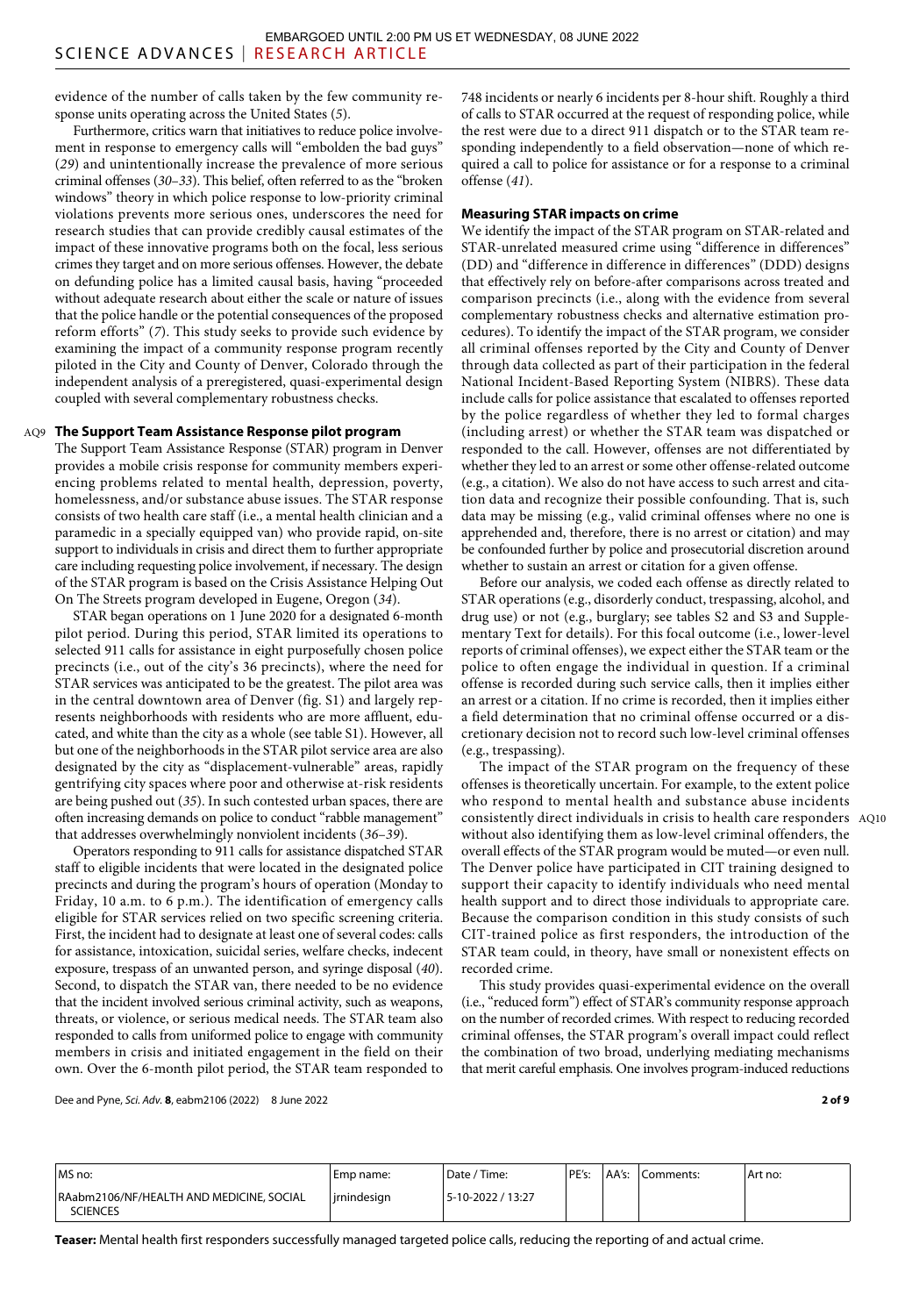evidence of the number of calls taken by the few community response units operating across the United States (*5*).

Furthermore, critics warn that initiatives to reduce police involvement in response to emergency calls will "embolden the bad guys" (*29*) and unintentionally increase the prevalence of more serious criminal offenses (*30*–*33*). This belief, often referred to as the "broken windows" theory in which police response to low-priority criminal violations prevents more serious ones, underscores the need for research studies that can provide credibly causal estimates of the impact of these innovative programs both on the focal, less serious crimes they target and on more serious offenses. However, the debate on defunding police has a limited causal basis, having "proceeded without adequate research about either the scale or nature of issues that the police handle or the potential consequences of the proposed reform efforts" (*7*). This study seeks to provide such evidence by examining the impact of a community response program recently piloted in the City and County of Denver, Colorado through the independent analysis of a preregistered, quasi-experimental design coupled with several complementary robustness checks.

### The Support Team Assistance Response pilot program

The Support Team Assistance Response (STAR) program in Denver provides a mobile crisis response for community members experiencing problems related to mental health, depression, poverty, homelessness, and/or substance abuse issues. The STAR response consists of two health care staff (i.e., a mental health clinician and a paramedic in a specially equipped van) who provide rapid, on-site support to individuals in crisis and direct them to further appropriate care including requesting police involvement, if necessary. The design of the STAR program is based on the Crisis Assistance Helping Out On The Streets program developed in Eugene, Oregon (*34*).

STAR began operations on 1 June 2020 for a designated 6-month pilot period. During this period, STAR limited its operations to selected 911 calls for assistance in eight purposefully chosen police precincts (i.e., out of the city's 36 precincts), where the need for STAR services was anticipated to be the greatest. The pilot area was in the central downtown area of Denver (fig. S1) and largely represents neighborhoods with residents who are more affluent, educated, and white than the city as a whole (see table S1). However, all but one of the neighborhoods in the STAR pilot service area are also designated by the city as "displacement-vulnerable" areas, rapidly gentrifying city spaces where poor and otherwise at-risk residents are being pushed out (*35*). In such contested urban spaces, there are often increasing demands on police to conduct "rabble management" that addresses overwhelmingly nonviolent incidents (*36*–*39*).

Operators responding to 911 calls for assistance dispatched STAR staff to eligible incidents that were located in the designated police precincts and during the program's hours of operation (Monday to Friday, 10 a.m. to 6 p.m.). The identification of emergency calls eligible for STAR services relied on two specific screening criteria. First, the incident had to designate at least one of several codes: calls for assistance, intoxication, suicidal series, welfare checks, indecent exposure, trespass of an unwanted person, and syringe disposal (*40*). Second, to dispatch the STAR van, there needed to be no evidence that the incident involved serious criminal activity, such as weapons, threats, or violence, or serious medical needs. The STAR team also responded to calls from uniformed police to engage with community members in crisis and initiated engagement in the field on their own. Over the 6-month pilot period, the STAR team responded to 748 incidents or nearly 6 incidents per 8-hour shift. Roughly a third of calls to STAR occurred at the request of responding police, while the rest were due to a direct 911 dispatch or to the STAR team responding independently to a field observation—none of which required a call to police for assistance or for a response to a criminal offense (*41*).

### Measuring STAR impacts on crime

We identify the impact of the STAR program on STAR-related and STAR-unrelated measured crime using "difference in differences" (DD) and "difference in difference in differences" (DDD) designs that effectively rely on before-after comparisons across treated and comparison precincts (i.e., along with the evidence from several complementary robustness checks and alternative estimation procedures). To identify the impact of the STAR program, we consider all criminal offenses reported by the City and County of Denver through data collected as part of their participation in the federal National Incident-Based Reporting System (NIBRS). These data include calls for police assistance that escalated to offenses reported by the police regardless of whether they led to formal charges (including arrest) or whether the STAR team was dispatched or responded to the call. However, offenses are not differentiated by whether they led to an arrest or some other offense-related outcome (e.g., a citation). We also do not have access to such arrest and citation data and recognize their possible confounding. That is, such data may be missing (e.g., valid criminal offenses where no one is apprehended and, therefore, there is no arrest or citation) and may be confounded further by police and prosecutorial discretion around whether to sustain an arrest or citation for a given offense.

Before our analysis, we coded each offense as directly related to STAR operations (e.g., disorderly conduct, trespassing, alcohol, and drug use) or not (e.g., burglary; see tables S2 and S3 and Supplementary Text for details). For this focal outcome (i.e., lower-level reports of criminal offenses), we expect either the STAR team or the police to often engage the individual in question. If a criminal offense is recorded during such service calls, then it implies either an arrest or a citation. If no crime is recorded, then it implies either a field determination that no criminal offense occurred or a discretionary decision not to record such low-level criminal offenses (e.g., trespassing).

The impact of the STAR program on the frequency of these offenses is theoretically uncertain. For example, to the extent police who respond to mental health and substance abuse incidents consistently direct individuals in crisis to health care responders without also identifying them as low-level criminal offenders, the overall effects of the STAR program would be muted—or even null. The Denver police have participated in CIT training designed to support their capacity to identify individuals who need mental health support and to direct those individuals to appropriate care. Because the comparison condition in this study consists of such CIT-trained police as first responders, the introduction of the STAR team could, in theory, have small or nonexistent effects on recorded crime.

This study provides quasi-experimental evidence on the overall (i.e., "reduced form") effect of STAR's community response approach on the number of recorded crimes. With respect to reducing recorded criminal offenses, the STAR program's overall impact could reflect the combination of two broad, underlying mediating mechanisms that merit careful emphasis. One involves program-induced reductions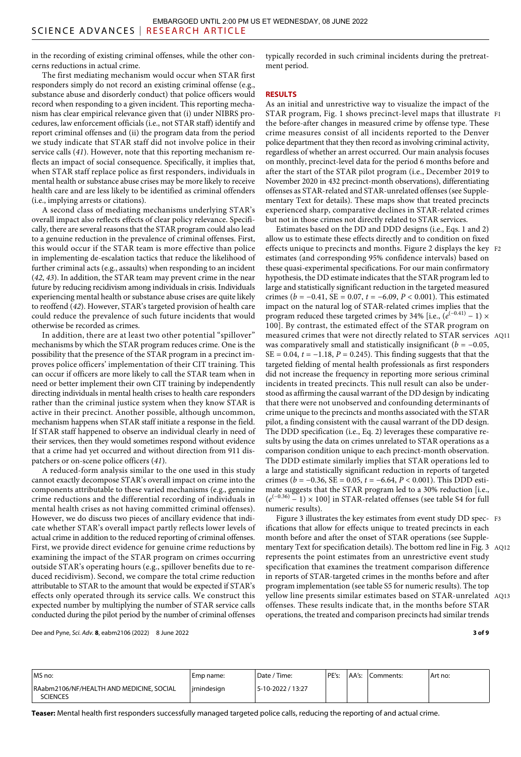in the recording of existing criminal offenses, while the other concerns reductions in actual crime.

The first mediating mechanism would occur when STAR first responders simply do not record an existing criminal offense (e.g., substance abuse and disorderly conduct) that police officers would record when responding to a given incident. This reporting mechanism has clear empirical relevance given that (i) under NIBRS procedures, law enforcement officials (i.e., not STAR staff) identify and report criminal offenses and (ii) the program data from the period we study indicate that STAR staff did not involve police in their service calls (*41*). However, note that this reporting mechanism reflects an impact of social consequence. Specifically, it implies that, when STAR staff replace police as first responders, individuals in mental health or substance abuse crises may be more likely to receive health care and are less likely to be identified as criminal offenders (i.e., implying arrests or citations).

A second class of mediating mechanisms underlying STAR's overall impact also reflects effects of clear policy relevance. Specifically, there are several reasons that the STAR program could also lead to a genuine reduction in the prevalence of criminal offenses. First, this would occur if the STAR team is more effective than police in implementing de-escalation tactics that reduce the likelihood of further criminal acts (e.g., assaults) when responding to an incident (*42*, *43*). In addition, the STAR team may prevent crime in the near future by reducing recidivism among individuals in crisis. Individuals experiencing mental health or substance abuse crises are quite likely to reoffend (*42*). However, STAR's targeted provision of health care could reduce the prevalence of such future incidents that would otherwise be recorded as crimes.

In addition, there are at least two other potential "spillover" mechanisms by which the STAR program reduces crime. One is the possibility that the presence of the STAR program in a precinct improves police officers' implementation of their CIT training. This can occur if officers are more likely to call the STAR team when in need or better implement their own CIT training by independently directing individuals in mental health crises to health care responders rather than the criminal justice system when they know STAR is active in their precinct. Another possible, although uncommon, mechanism happens when STAR staff initiate a response in the field. If STAR staff happened to observe an individual clearly in need of their services, then they would sometimes respond without evidence that a crime had yet occurred and without direction from 911 dispatchers or on-scene police officers (*41*).

A reduced-form analysis similar to the one used in this study cannot exactly decompose STAR's overall impact on crime into the components attributable to these varied mechanisms (e.g., genuine crime reductions and the differential recording of individuals in mental health crises as not having committed criminal offenses). However, we do discuss two pieces of ancillary evidence that indicate whether STAR's overall impact partly reflects lower levels of actual crime in addition to the reduced reporting of criminal offenses. First, we provide direct evidence for genuine crime reductions by examining the impact of the STAR program on crimes occurring outside STAR's operating hours (e.g., spillover benefits due to reduced recidivism). Second, we compare the total crime reduction attributable to STAR to the amount that would be expected if STAR's effects only operated through its service calls. We construct this expected number by multiplying the number of STAR service calls conducted during the pilot period by the number of criminal offenses typically recorded in such criminal incidents during the pretreatment period.

## RESULTS

As an initial and unrestrictive way to visualize the impact of the STAR program, Fig. 1 shows precinct-level maps that illustrate the before-after changes in measured crime by offense type. These crime measures consist of all incidents reported to the Denver police department that they then record as involving criminal activity, regardless of whether an arrest occurred. Our main analysis focuses on monthly, precinct-level data for the period 6 months before and after the start of the STAR pilot program (i.e., December 2019 to November 2020 in 432 precinct-month observations), differentiating offenses as STAR-related and STAR-unrelated offenses (see Supplementary Text for details). These maps show that treated precincts experienced sharp, comparative declines in STAR-related crimes but not in those crimes not directly related to STAR services.

Estimates based on the DD and DDD designs (i.e., Eqs. 1 and 2) allow us to estimate these effects directly and to condition on fixed effects unique to precincts and months. Figure 2 displays the key estimates (and corresponding 95% confidence intervals) based on these quasi-experimental specifications. For our main confirmatory hypothesis, the DD estimate indicates that the STAR program led to large and statistically significant reduction in the targeted measured crimes ($b = -0.41$, SE = 0.07, $t = -6.09$, $P < 0.001$). This estimated impact on the natural log of STAR-related crimes implies that the program reduced these targeted crimes by 34% [i.e., $(e^{(-0.41)} - 1) \times 100$]. By contrast, the estimated effect of the STAR program on measured crimes that were not directly related to STAR services was comparatively small and statistically insignificant ($b = -0.05$, SE = 0.04, $t = -1.18$, $P = 0.245$). This finding suggests that the targeted fielding of mental health professionals as first responders did not increase the frequency in reporting more serious criminal incidents in treated precincts. This null result can also be understood as affirming the causal warrant of the DD design by indicating that there were not unobserved and confounding determinants of crime unique to the precincts and months associated with the STAR pilot, a finding consistent with the causal warrant of the DD design. The DDD specification (i.e., Eq. 2) leverages these comparative results by using the data on crimes unrelated to STAR operations as a comparison condition unique to each precinct-month observation. The DDD estimate similarly implies that STAR operations led to a large and statistically significant reduction in reports of targeted crimes ($b = -0.36$, SE = 0.05, $t = -6.64$, $P < 0.001$). This DDD estimate suggests that the STAR program led to a 30% reduction [i.e., $(e^{(-0.36)} - 1) \times 100$] in STAR-related offenses (see table S4 for full numeric results).

Figure 3 illustrates the key estimates from event study DD specifications that allow for effects unique to treated precincts in each month before and after the onset of STAR operations (see Supplementary Text for specification details). The bottom red line in Fig. 3 represents the point estimates from an unrestrictive event study specification that examines the treatment comparison difference in reports of STAR-targeted crimes in the months before and after program implementation (see table S5 for numeric results). The top yellow line presents similar estimates based on STAR-unrelated offenses. These results indicate that, in the months before STAR operations, the treated and comparison precincts had similar trends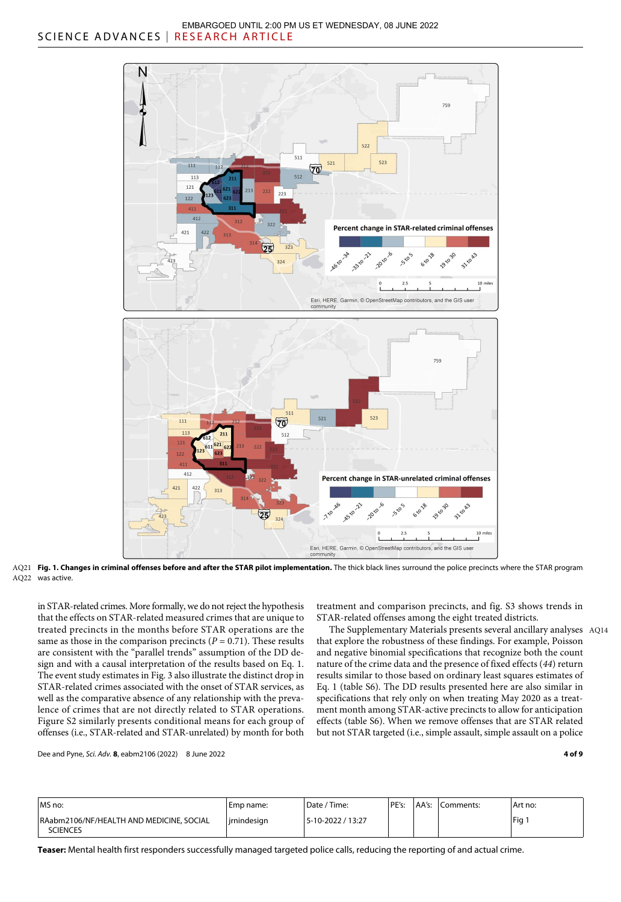**Fig. 1. Changes in criminal offenses before and after the STAR pilot implementation.** The thick black lines surround the police precincts where the STAR program was active.

in STAR-related crimes. More formally, we do not reject the hypothesis that the effects on STAR-related measured crimes that are unique to treated precincts in the months before STAR operations are the same as those in the comparison precincts ($P = 0.71$). These results are consistent with the "parallel trends" assumption of the DD design and with a causal interpretation of the results based on Eq. 1. The event study estimates in Fig. 3 also illustrate the distinct drop in STAR-related crimes associated with the onset of STAR services, as well as the comparative absence of any relationship with the prevalence of crimes that are not directly related to STAR operations. Figure S2 similarly presents conditional means for each group of offenses (i.e., STAR-related and STAR-unrelated) by month for both treatment and comparison precincts, and fig. S3 shows trends in STAR-related offenses among the eight treated districts.

The Supplementary Materials presents several ancillary analyses that explore the robustness of these findings. For example, Poisson and negative binomial specifications that recognize both the count nature of the crime data and the presence of fixed effects (*44*) return results similar to those based on ordinary least squares estimates of Eq. 1 (table S6). The DD results presented here are also similar in specifications that rely only on when treating May 2020 as a treatment month among STAR-active precincts to allow for anticipation effects (table S6). When we remove offenses that are STAR related but not STAR targeted (i.e., simple assault, simple assault on a police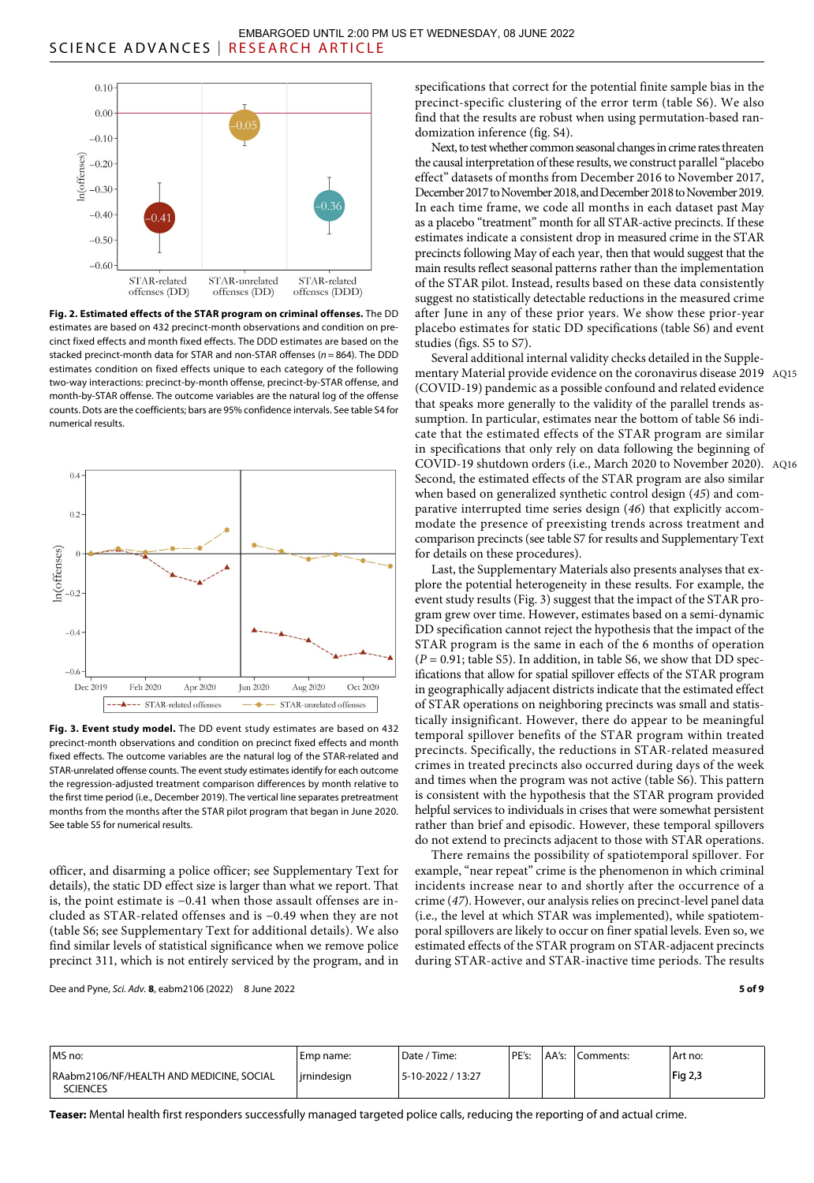**Fig. 2. Estimated effects of the STAR program on criminal offenses.** The DD estimates are based on 432 precinct-month observations and condition on precinct fixed effects and month fixed effects. The DDD estimates are based on the stacked precinct-month data for STAR and non-STAR offenses ($n = 864$). The DDD estimates condition on fixed effects unique to each category of the following two-way interactions: precinct-by-month offense, precinct-by-STAR offense, and month-by-STAR offense. The outcome variables are the natural log of the offense counts. Dots are the coefficients; bars are 95% confidence intervals. See table S4 for numerical results.

**Fig. 3. Event study model.** The DD event study estimates are based on 432 precinct-month observations and condition on precinct fixed effects and month fixed effects. The outcome variables are the natural log of STAR-related and STAR-unrelated offense counts. The event study estimates identify for each outcome the regression-adjusted treatment comparison differences by month relative to the first time period (i.e., December 2019). The vertical line separates pretreatment months from the months after the STAR pilot program that began in June 2020. See table S5 for numerical results.

officer, and disarming a police officer; see Supplementary Text for details), the static DD effect size is larger than what we report. That is, the point estimate is −0.41 when those assault offenses are included as STAR-related offenses and is −0.49 when they are not (table S6; see Supplementary Text for additional details). We also find similar levels of statistical significance when we remove police precinct 311, which is not entirely serviced by the program, and in specifications that correct for the potential finite sample bias in the precinct-specific clustering of the error term (table S6). We also find that the results are robust when using permutation-based randomization inference (fig. S4).

Next, to test whether common seasonal changes in crime rates threaten the causal interpretation of these results, we construct parallel "placebo effect" datasets of months from December 2016 to November 2017, December 2017 to November 2018, and December 2018 to November 2019. In each time frame, we code all months in each dataset past May as a placebo "treatment" month for all STAR-active precincts. If these estimates indicate a consistent drop in measured crime in the STAR precincts following May of each year, then that would suggest that the main results reflect seasonal patterns rather than the implementation of the STAR pilot. Instead, results based on these data consistently suggest no statistically detectable reductions in the measured crime after June in any of these prior years. We show these prior-year placebo estimates for static DD specifications (table S6) and event studies (figs. S5 to S7).

Several additional internal validity checks detailed in the Supplementary Material provide evidence on the coronavirus disease 2019 (COVID-19) pandemic as a possible confound and related evidence that speaks more generally to the validity of the parallel trends assumption. In particular, estimates near the bottom of table S6 indicate that the estimated effects of the STAR program are similar in specifications that only rely on data following the beginning of COVID-19 shutdown orders (i.e., March 2020 to November 2020). Second, the estimated effects of the STAR program are also similar when based on generalized synthetic control design (*45*) and comparative interrupted time series design (*46*) that explicitly accommodate the presence of preexisting trends across treatment and comparison precincts (see table S7 for results and Supplementary Text for details on these procedures).

Last, the Supplementary Materials also presents analyses that explore the potential heterogeneity in these results. For example, the event study results (Fig. 3) suggest that the impact of the STAR program grew over time. However, estimates based on a semi-dynamic DD specification cannot reject the hypothesis that the impact of the STAR program is the same in each of the 6 months of operation ($P = 0.91$; table S5). In addition, in table S6, we show that DD specifications that allow for spatial spillover effects of the STAR program in geographically adjacent districts indicate that the estimated effect of STAR operations on neighboring precincts was small and statistically insignificant. However, there do appear to be meaningful temporal spillover benefits of the STAR program within treated precincts. Specifically, the reductions in STAR-related measured crimes in treated precincts also occurred during days of the week and times when the program was not active (table S6). This pattern is consistent with the hypothesis that the STAR program provided helpful services to individuals in crises that were somewhat persistent rather than brief and episodic. However, these temporal spillovers do not extend to precincts adjacent to those with STAR operations.

There remains the possibility of spatiotemporal spillover. For example, "near repeat" crime is the phenomenon in which criminal incidents increase near to and shortly after the occurrence of a crime (*47*). However, our analysis relies on precinct-level panel data (i.e., the level at which STAR was implemented), while spatiotemporal spillovers are likely to occur on finer spatial levels. Even so, we estimated effects of the STAR program on STAR-adjacent precincts during STAR-active and STAR-inactive time periods. The results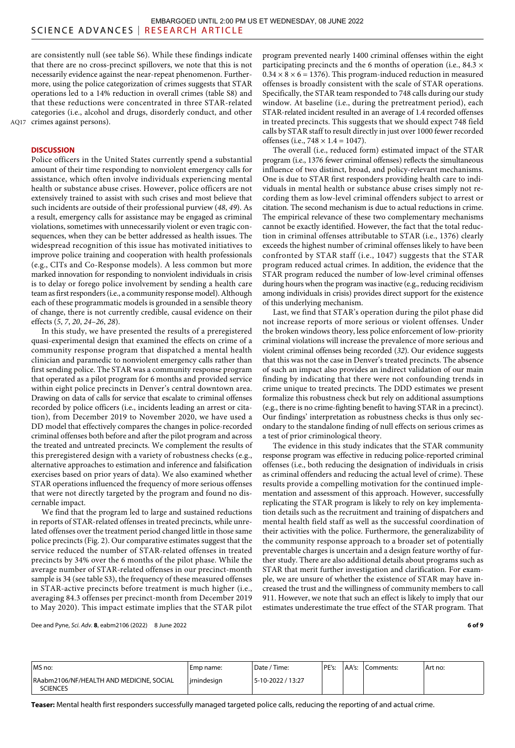are consistently null (see table S6). While these findings indicate that there are no cross-precinct spillovers, we note that this is not necessarily evidence against the near-repeat phenomenon. Furthermore, using the police categorization of crimes suggests that STAR operations led to a 14% reduction in overall crimes (table S8) and that these reductions were concentrated in three STAR-related categories (i.e., alcohol and drugs, disorderly conduct, and other crimes against persons).

## DISCUSSION

Police officers in the United States currently spend a substantial amount of their time responding to nonviolent emergency calls for assistance, which often involve individuals experiencing mental health or substance abuse crises. However, police officers are not extensively trained to assist with such crises and most believe that such incidents are outside of their professional purview (*48*, *49*). As a result, emergency calls for assistance may be engaged as criminal violations, sometimes with unnecessarily violent or even tragic consequences, when they can be better addressed as health issues. The widespread recognition of this issue has motivated initiatives to improve police training and cooperation with health professionals (e.g., CITs and Co-Response models). A less common but more marked innovation for responding to nonviolent individuals in crisis is to delay or forego police involvement by sending a health care team as first responders (i.e., a community response model). Although each of these programmatic models is grounded in a sensible theory of change, there is not currently credible, causal evidence on their effects (*5*, *7*, *20*, *24*–*26*, *28*).

In this study, we have presented the results of a preregistered quasi-experimental design that examined the effects on crime of a community response program that dispatched a mental health clinician and paramedic to nonviolent emergency calls rather than first sending police. The STAR was a community response program that operated as a pilot program for 6 months and provided service within eight police precincts in Denver's central downtown area. Drawing on data of calls for service that escalate to criminal offenses recorded by police officers (i.e., incidents leading an arrest or citation), from December 2019 to November 2020, we have used a DD model that effectively compares the changes in police-recorded criminal offenses both before and after the pilot program and across the treated and untreated precincts. We complement the results of this preregistered design with a variety of robustness checks (e.g., alternative approaches to estimation and inference and falsification exercises based on prior years of data). We also examined whether STAR operations influenced the frequency of more serious offenses that were not directly targeted by the program and found no discernable impact.

We find that the program led to large and sustained reductions in reports of STAR-related offenses in treated precincts, while unrelated offenses over the treatment period changed little in those same police precincts (Fig. 2). Our comparative estimates suggest that the service reduced the number of STAR-related offenses in treated precincts by 34% over the 6 months of the pilot phase. While the average number of STAR-related offenses in our precinct-month sample is 34 (see table S3), the frequency of these measured offenses in STAR-active precincts before treatment is much higher (i.e., averaging 84.3 offenses per precinct-month from December 2019 to May 2020). This impact estimate implies that the STAR pilot program prevented nearly 1400 criminal offenses within the eight participating precincts and the 6 months of operation (i.e., $84.3 \times 0.34 \times 8 \times 6 = 1376$). This program-induced reduction in measured offenses is broadly consistent with the scale of STAR operations. Specifically, the STAR team responded to 748 calls during our study window. At baseline (i.e., during the pretreatment period), each STAR-related incident resulted in an average of 1.4 recorded offenses in treated precincts. This suggests that we should expect 748 field calls by STAR staff to result directly in just over 1000 fewer recorded offenses (i.e., $748 \times 1.4 = 1047$).

The overall (i.e., reduced form) estimated impact of the STAR program (i.e., 1376 fewer criminal offenses) reflects the simultaneous influence of two distinct, broad, and policy-relevant mechanisms. One is due to STAR first responders providing health care to individuals in mental health or substance abuse crises simply not recording them as low-level criminal offenders subject to arrest or citation. The second mechanism is due to actual reductions in crime. The empirical relevance of these two complementary mechanisms cannot be exactly identified. However, the fact that the total reduction in criminal offenses attributable to STAR (i.e., 1376) clearly exceeds the highest number of criminal offenses likely to have been confronted by STAR staff (i.e., 1047) suggests that the STAR program reduced actual crimes. In addition, the evidence that the STAR program reduced the number of low-level criminal offenses during hours when the program was inactive (e.g., reducing recidivism among individuals in crisis) provides direct support for the existence of this underlying mechanism.

Last, we find that STAR's operation during the pilot phase did not increase reports of more serious or violent offenses. Under the broken windows theory, less police enforcement of low-priority criminal violations will increase the prevalence of more serious and violent criminal offenses being recorded (*32*). Our evidence suggests that this was not the case in Denver's treated precincts. The absence of such an impact also provides an indirect validation of our main finding by indicating that there were not confounding trends in crime unique to treated precincts. The DDD estimates we present formalize this robustness check but rely on additional assumptions (e.g., there is no crime-fighting benefit to having STAR in a precinct). Our findings' interpretation as robustness checks is thus only secondary to the standalone finding of null effects on serious crimes as a test of prior criminological theory.

The evidence in this study indicates that the STAR community response program was effective in reducing police-reported criminal offenses (i.e., both reducing the designation of individuals in crisis as criminal offenders and reducing the actual level of crime). These results provide a compelling motivation for the continued implementation and assessment of this approach. However, successfully replicating the STAR program is likely to rely on key implementation details such as the recruitment and training of dispatchers and mental health field staff as well as the successful coordination of their activities with the police. Furthermore, the generalizability of the community response approach to a broader set of potentially preventable charges is uncertain and a design feature worthy of further study. There are also additional details about programs such as STAR that merit further investigation and clarification. For example, we are unsure of whether the existence of STAR may have increased the trust and the willingness of community members to call 911. However, we note that such an effect is likely to imply that our estimates underestimate the true effect of the STAR program. That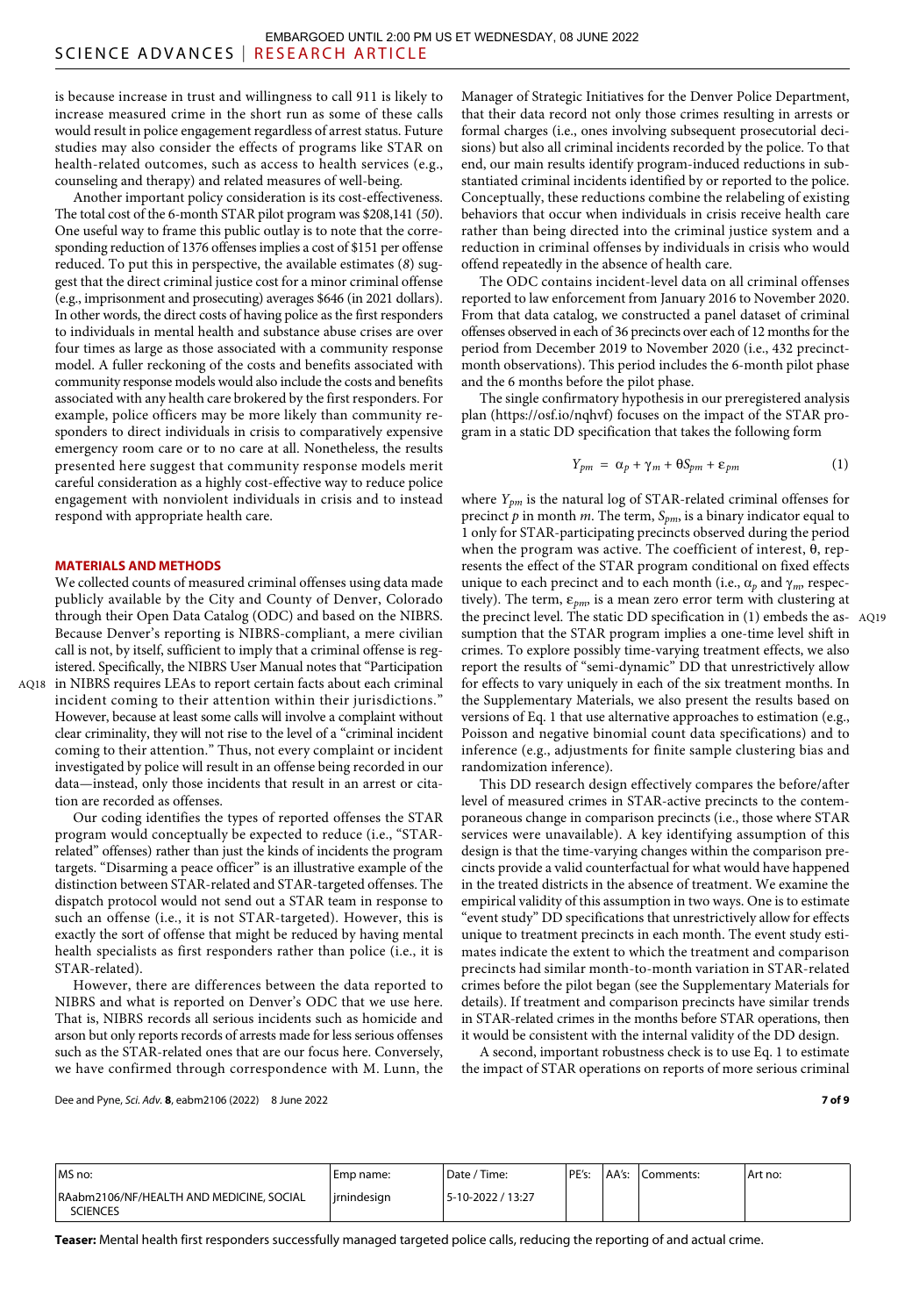is because increase in trust and willingness to call 911 is likely to increase measured crime in the short run as some of these calls would result in police engagement regardless of arrest status. Future studies may also consider the effects of programs like STAR on health-related outcomes, such as access to health services (e.g., counseling and therapy) and related measures of well-being.

Another important policy consideration is its cost-effectiveness. The total cost of the 6-month STAR pilot program was $208,141 (50). One useful way to frame this public outlay is to note that the corresponding reduction of 1376 offenses implies a cost of $151 per offense reduced. To put this in perspective, the available estimates (8) suggest that the direct criminal justice cost for a minor criminal offense (e.g., imprisonment and prosecuting) averages $646 (in 2021 dollars). In other words, the direct costs of having police as the first responders to individuals in mental health and substance abuse crises are over four times as large as those associated with a community response model. A fuller reckoning of the costs and benefits associated with community response models would also include the costs and benefits associated with any health care brokered by the first responders. For example, police officers may be more likely than community responders to direct individuals in crisis to comparatively expensive emergency room care or to no care at all. Nonetheless, the results presented here suggest that community response models merit careful consideration as a highly cost-effective way to reduce police engagement with nonviolent individuals in crisis and to instead respond with appropriate health care.

## MATERIALS AND METHODS

We collected counts of measured criminal offenses using data made publicly available by the City and County of Denver, Colorado through their Open Data Catalog (ODC) and based on the NIBRS. Because Denver's reporting is NIBRS-compliant, a mere civilian call is not, by itself, sufficient to imply that a criminal offense is registered. Specifically, the NIBRS User Manual notes that "Participation in NIBRS requires LEAs to report certain facts about each criminal incident coming to their attention within their jurisdictions." However, because at least some calls will involve a complaint without clear criminality, they will not rise to the level of a "criminal incident coming to their attention." Thus, not every complaint or incident investigated by police will result in an offense being recorded in our data—instead, only those incidents that result in an arrest or citation are recorded as offenses.

Our coding identifies the types of reported offenses the STAR program would conceptually be expected to reduce (i.e., "STAR-related" offenses) rather than just the kinds of incidents the program targets. "Disarming a peace officer" is an illustrative example of the distinction between STAR-related and STAR-targeted offenses. The dispatch protocol would not send out a STAR team in response to such an offense (i.e., it is not STAR-targeted). However, this is exactly the sort of offense that might be reduced by having mental health specialists as first responders rather than police (i.e., it is STAR-related).

However, there are differences between the data reported to NIBRS and what is reported on Denver's ODC that we use here. That is, NIBRS records all serious incidents such as homicide and arson but only reports records of arrests made for less serious offenses such as the STAR-related ones that are our focus here. Conversely, we have confirmed through correspondence with M. Lunn, the Manager of Strategic Initiatives for the Denver Police Department, that their data record not only those crimes resulting in arrests or formal charges (i.e., ones involving subsequent prosecutorial decisions) but also all criminal incidents recorded by the police. To that end, our main results identify program-induced reductions in substantiated criminal incidents identified by or reported to the police. Conceptually, these reductions combine the relabeling of existing behaviors that occur when individuals in crisis receive health care rather than being directed into the criminal justice system and a reduction in criminal offenses by individuals in crisis who would offend repeatedly in the absence of health care.

The ODC contains incident-level data on all criminal offenses reported to law enforcement from January 2016 to November 2020. From that data catalog, we constructed a panel dataset of criminal offenses observed in each of 36 precincts over each of 12 months for the period from December 2019 to November 2020 (i.e., 432 precinct-month observations). This period includes the 6-month pilot phase and the 6 months before the pilot phase.

The single confirmatory hypothesis in our preregistered analysis plan (https://osf.io/nqhvf) focuses on the impact of the STAR program in a static DD specification that takes the following form

$$Y_{pm} = \alpha_p + \gamma_m + \theta S_{pm} + \varepsilon_{pm} \tag{1}$$

where $Y_{pm}$ is the natural log of STAR-related criminal offenses for precinct $p$ in month $m$. The term, $S_{pm}$, is a binary indicator equal to 1 only for STAR-participating precincts observed during the period when the program was active. The coefficient of interest, $\theta$, represents the effect of the STAR program conditional on fixed effects unique to each precinct and to each month (i.e., $\alpha_p$ and $\gamma_m$, respectively). The term, $\varepsilon_{pm}$, is a mean zero error term with clustering at the precinct level. The static DD specification in (1) embeds the assumption that the STAR program implies a one-time level shift in crimes. To explore possibly time-varying treatment effects, we also report the results of "semi-dynamic" DD that unrestrictively allow for effects to vary uniquely in each of the six treatment months. In the Supplementary Materials, we also present the results based on versions of Eq. 1 that use alternative approaches to estimation (e.g., Poisson and negative binomial count data specifications) and to inference (e.g., adjustments for finite sample clustering bias and randomization inference).

This DD research design effectively compares the before/after level of measured crimes in STAR-active precincts to the contemporaneous change in comparison precincts (i.e., those where STAR services were unavailable). A key identifying assumption of this design is that the time-varying changes within the comparison precincts provide a valid counterfactual for what would have happened in the treated districts in the absence of treatment. We examine the empirical validity of this assumption in two ways. One is to estimate "event study" DD specifications that unrestrictively allow for effects unique to treatment precincts in each month. The event study estimates indicate the extent to which the treatment and comparison precincts had similar month-to-month variation in STAR-related crimes before the pilot began (see the Supplementary Materials for details). If treatment and comparison precincts have similar trends in STAR-related crimes in the months before STAR operations, then it would be consistent with the internal validity of the DD design.

A second, important robustness check is to use Eq. 1 to estimate the impact of STAR operations on reports of more serious criminal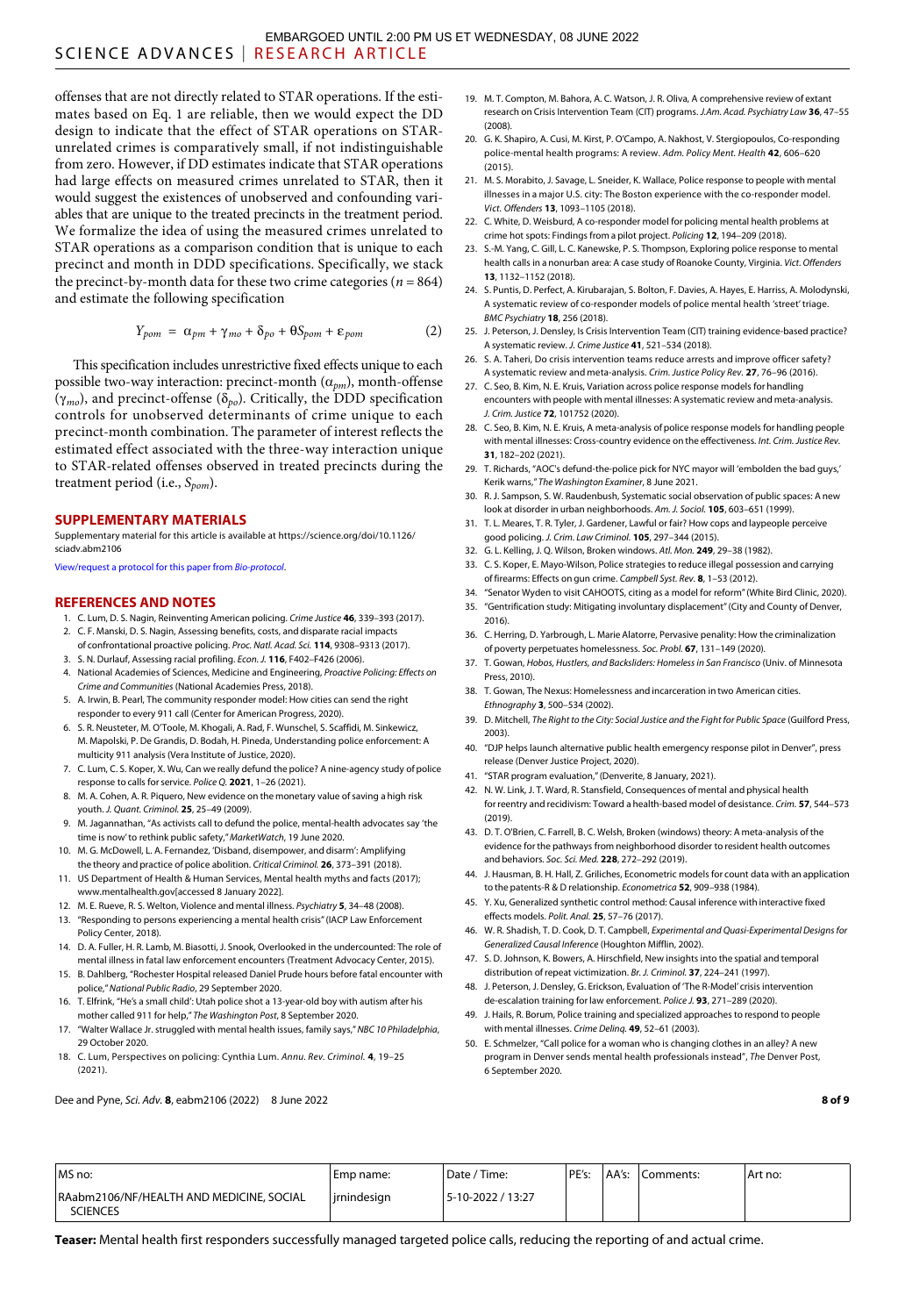offenses that are not directly related to STAR operations. If the estimates based on Eq. 1 are reliable, then we would expect the DD design to indicate that the effect of STAR operations on STAR-unrelated crimes is comparatively small, if not indistinguishable from zero. However, if DD estimates indicate that STAR operations had large effects on measured crimes unrelated to STAR, then it would suggest the existences of unobserved and confounding variables that are unique to the treated precincts in the treatment period. We formalize the idea of using the measured crimes unrelated to STAR operations as a comparison condition that is unique to each precinct and month in DDD specifications. Specifically, we stack the precinct-by-month data for these two crime categories ($n = 864$) and estimate the following specification

$$Y_{pom} = \alpha_{pm} + \gamma_{mo} + \delta_{po} + \theta S_{pom} + \varepsilon_{pom} \tag{2}$$

This specification includes unrestrictive fixed effects unique to each possible two-way interaction: precinct-month ($\alpha_{pm}$), month-offense ($\gamma_{mo}$), and precinct-offense ($\delta_{po}$). Critically, the DDD specification controls for unobserved determinants of crime unique to each precinct-month combination. The parameter of interest reflects the estimated effect associated with the three-way interaction unique to STAR-related offenses observed in treated precincts during the treatment period (i.e., $S_{pom}$).

## SUPPLEMENTARY MATERIALS

Supplementary material for this article is available at https://science.org/doi/10.1126/sciadv.abm2106

View/request a protocol for this paper from *Bio-protocol*.

## REFERENCES AND NOTES

1. C. Lum, D. S. Nagin, Reinventing American policing. *Crime Justice* **46**, 339–393 (2017).
2. C. F. Manski, D. S. Nagin, Assessing benefits, costs, and disparate racial impacts of confrontational proactive policing. *Proc. Natl. Acad. Sci.* **114**, 9308–9313 (2017).
3. S. N. Durlauf, Assessing racial profiling. *Econ. J.* **116**, F402–F426 (2006).
4. National Academies of Sciences, Medicine and Engineering, *Proactive Policing: Effects on Crime and Communities* (National Academies Press, 2018).
5. A. Irwin, B. Pearl, The community responder model: How cities can send the right responder to every 911 call (Center for American Progress, 2020).
6. S. R. Neusteter, M. O'Toole, M. Khogali, A. Rad, F. Wunschel, S. Scaffidi, M. Sinkewicz, M. Mapolski, P. De Grandis, D. Bodah, H. Pineda, Understanding police enforcement: A multicity 911 analysis (Vera Institute of Justice, 2020).
7. C. Lum, C. S. Koper, X. Wu, Can we really defund the police? A nine-agency study of police response to calls for service. *Police Q.* **2021**, 1–26 (2021).
8. M. A. Cohen, A. R. Piquero, New evidence on the monetary value of saving a high risk youth. *J. Quant. Criminol.* **25**, 25–49 (2009).
9. M. Jagannathan, "As activists call to defund the police, mental-health advocates say 'the time is now' to rethink public safety," *MarketWatch*, 19 June 2020.
10. M. G. McDowell, L. A. Fernandez, 'Disband, disempower, and disarm': Amplifying the theory and practice of police abolition. *Critical Criminol.* **26**, 373–391 (2018).
11. US Department of Health & Human Services, Mental health myths and facts (2017); www.mentalhealth.gov[accessed 8 January 2022].
12. M. E. Rueve, R. S. Welton, Violence and mental illness. *Psychiatry* **5**, 34–48 (2008).
13. "Responding to persons experiencing a mental health crisis" (IACP Law Enforcement Policy Center, 2018).
14. D. A. Fuller, H. R. Lamb, M. Biasotti, J. Snook, Overlooked in the undercounted: The role of mental illness in fatal law enforcement encounters (Treatment Advocacy Center, 2015).
15. B. Dahlberg, "Rochester Hospital released Daniel Prude hours before fatal encounter with police," *National Public Radio*, 29 September 2020.
16. T. Elfrink, "He's a small child': Utah police shot a 13-year-old boy with autism after his mother called 911 for help," *The Washington Post*, 8 September 2020.
17. "Walter Wallace Jr. struggled with mental health issues, family says," *NBC 10 Philadelphia*, 29 October 2020.
18. C. Lum, Perspectives on policing: Cynthia Lum. *Annu. Rev. Criminol.* **4**, 19–25 (2021).
19. M. T. Compton, M. Bahora, A. C. Watson, J. R. Oliva, A comprehensive review of extant research on Crisis Intervention Team (CIT) programs. *J.Am. Acad. Psychiatry Law* **36**, 47–55 (2008).
20. G. K. Shapiro, A. Cusi, M. Kirst, P. O'Campo, A. Nakhost, V. Stergiopoulos, Co-responding police-mental health programs: A review. *Adm. Policy Ment. Health* **42**, 606–620 (2015).
21. M. S. Morabito, J. Savage, L. Sneider, K. Wallace, Police response to people with mental illnesses in a major U.S. city: The Boston experience with the co-responder model. *Vict. Offenders* **13**, 1093–1105 (2018).
22. C. White, D. Weisburd, A co-responder model for policing mental health problems at crime hot spots: Findings from a pilot project. *Policing* **12**, 194–209 (2018).
23. S.-M. Yang, C. Gill, L. C. Kanewske, P. S. Thompson, Exploring police response to mental health calls in a nonurban area: A case study of Roanoke County, Virginia. *Vict. Offenders* **13**, 1132–1152 (2018).
24. S. Puntis, D. Perfect, A. Kirubarajan, S. Bolton, F. Davies, A. Hayes, E. Harriss, A. Molodynski, A systematic review of co-responder models of police mental health 'street' triage. *BMC Psychiatry* **18**, 256 (2018).
25. J. Peterson, J. Densley, Is Crisis Intervention Team (CIT) training evidence-based practice? A systematic review. *J. Crime Justice* **41**, 521–534 (2018).
26. S. A. Taheri, Do crisis intervention teams reduce arrests and improve officer safety? A systematic review and meta-analysis. *Crim. Justice Policy Rev.* **27**, 76–96 (2016).
27. C. Seo, B. Kim, N. E. Kruis, Variation across police response models for handling encounters with people with mental illnesses: A systematic review and meta-analysis. *J. Crim. Justice* **72**, 101752 (2020).
28. C. Seo, B. Kim, N. E. Kruis, A meta-analysis of police response models for handling people with mental illnesses: Cross-country evidence on the effectiveness. *Int. Crim. Justice Rev.* **31**, 182–202 (2021).
29. T. Richards, "AOC's defund-the-police pick for NYC mayor will 'embolden the bad guys,' Kerik warns," *The Washington Examiner*, 8 June 2021.
30. R. J. Sampson, S. W. Raudenbush, Systematic social observation of public spaces: A new look at disorder in urban neighborhoods. *Am. J. Sociol.* **105**, 603–651 (1999).
31. T. L. Meares, T. R. Tyler, J. Gardener, Lawful or fair? How cops and laypeople perceive good policing. *J. Crim. Law Criminol.* **105**, 297–344 (2015).
32. G. L. Kelling, J. Q. Wilson, Broken windows. *Atl. Mon.* **249**, 29–38 (1982).
33. C. S. Koper, E. Mayo-Wilson, Police strategies to reduce illegal possession and carrying of firearms: Effects on gun crime. *Campbell Syst. Rev.* **8**, 1–53 (2012).
34. "Senator Wyden to visit CAHOOTS, citing as a model for reform" (White Bird Clinic, 2020).
35. "Gentrification study: Mitigating involuntary displacement" (City and County of Denver, 2016).
36. C. Herring, D. Yarbrough, L. Marie Alatorre, Pervasive penality: How the criminalization of poverty perpetuates homelessness. *Soc. Probl.* **67**, 131–149 (2020).
37. T. Gowan, *Hobos, Hustlers, and Backsliders: Homeless in San Francisco* (Univ. of Minnesota Press, 2010).
38. T. Gowan, The Nexus: Homelessness and incarceration in two American cities. *Ethnography* **3**, 500–534 (2002).
39. D. Mitchell, *The Right to the City: Social Justice and the Fight for Public Space* (Guilford Press, 2003).
40. "DJP helps launch alternative public health emergency response pilot in Denver", press release (Denver Justice Project, 2020).
41. "STAR program evaluation," (Denverite, 8 January, 2021).
42. N. W. Link, J. T. Ward, R. Stansfield, Consequences of mental and physical health for reentry and recidivism: Toward a health-based model of desistance. *Crim.* **57**, 544–573 (2019).
43. D. T. O'Brien, C. Farrell, B. C. Welsh, Broken (windows) theory: A meta-analysis of the evidence for the pathways from neighborhood disorder to resident health outcomes and behaviors. *Soc. Sci. Med.* **228**, 272–292 (2019).
44. J. Hausman, B. H. Hall, Z. Griliches, Econometric models for count data with an application to the patents-R & D relationship. *Econometrica* **52**, 909–938 (1984).
45. Y. Xu, Generalized synthetic control method: Causal inference with interactive fixed effects models. *Polit. Anal.* **25**, 57–76 (2017).
46. W. R. Shadish, T. D. Cook, D. T. Campbell, *Experimental and Quasi-Experimental Designs for Generalized Causal Inference* (Houghton Mifflin, 2002).
47. S. D. Johnson, K. Bowers, A. Hirschfeld, New insights into the spatial and temporal distribution of repeat victimization. *Br. J. Criminol.* **37**, 224–241 (1997).
48. J. Peterson, J. Densley, G. Erickson, Evaluation of 'The R-Model' crisis intervention de-escalation training for law enforcement. *Police J.* **93**, 271–289 (2020).
49. J. Hails, R. Borum, Police training and specialized approaches to respond to people with mental illnesses. *Crime Delinq.* **49**, 52–61 (2003).
50. E. Schmelzer, "Call police for a woman who is changing clothes in an alley? A new program in Denver sends mental health professionals instead", *The Denver Post*, 6 September 2020.

| MS no: | Emp name: | Date / Time: | PE's: | AA's: | Comments: | Art no: |
|---|---|---|---|---|---|---|
| RAabm2106/NF/HEALTH AND MEDICINE, SOCIAL SCIENCES | jrnindesign | 5-10-2022 / 13:27 | | | | |

**Teaser:** Mental health first responders successfully managed targeted police calls, reducing the reporting of and actual crime.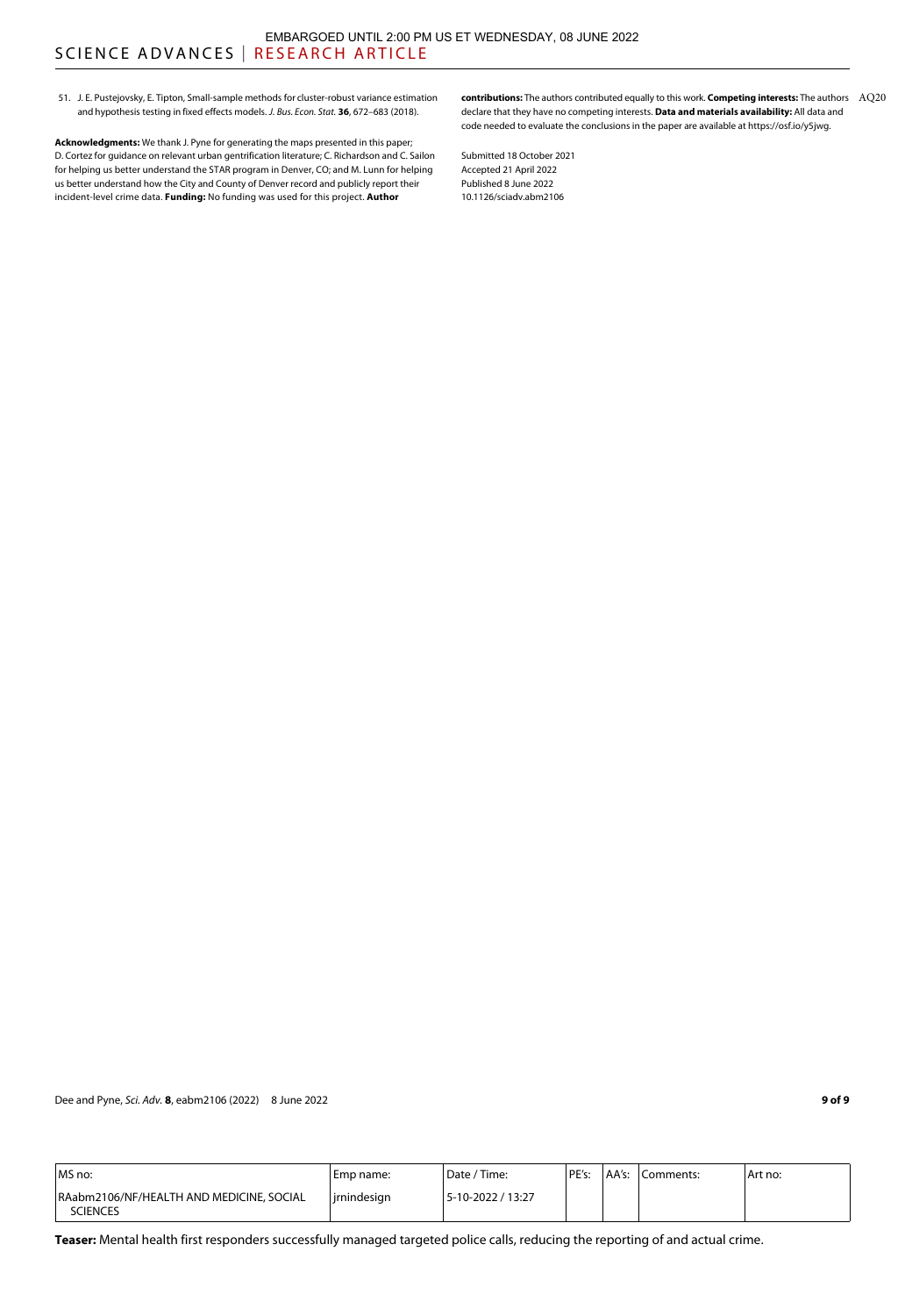51. J. E. Pustejovsky, E. Tipton, Small-sample methods for cluster-robust variance estimation and hypothesis testing in fixed effects models. *J. Bus. Econ. Stat.* **36**, 672–683 (2018).

**Acknowledgments:** We thank J. Pyne for generating the maps presented in this paper; D. Cortez for guidance on relevant urban gentrification literature; C. Richardson and C. Sailon for helping us better understand the STAR program in Denver, CO; and M. Lunn for helping us better understand how the City and County of Denver record and publicly report their incident-level crime data. **Funding:** No funding was used for this project. **Author contributions:** The authors contributed equally to this work. **Competing interests:** The authors declare that they have no competing interests. **Data and materials availability:** All data and code needed to evaluate the conclusions in the paper are available at https://osf.io/y5jwg.

Submitted 18 October 2021
Accepted 21 April 2022
Published 8 June 2022
10.1126/sciadv.abm2106

| MS no: | Emp name: | Date / Time: | PE's: | AA's: | Comments: | Art no: |
| --- | --- | --- | --- | --- | --- | --- |
| RAabm2106/NF/HEALTH AND MEDICINE, SOCIAL SCIENCES | jrnindesign | 5-10-2022 / 13:27 | | | | |

**Teaser:** Mental health first responders successfully managed targeted police calls, reducing the reporting of and actual crime.